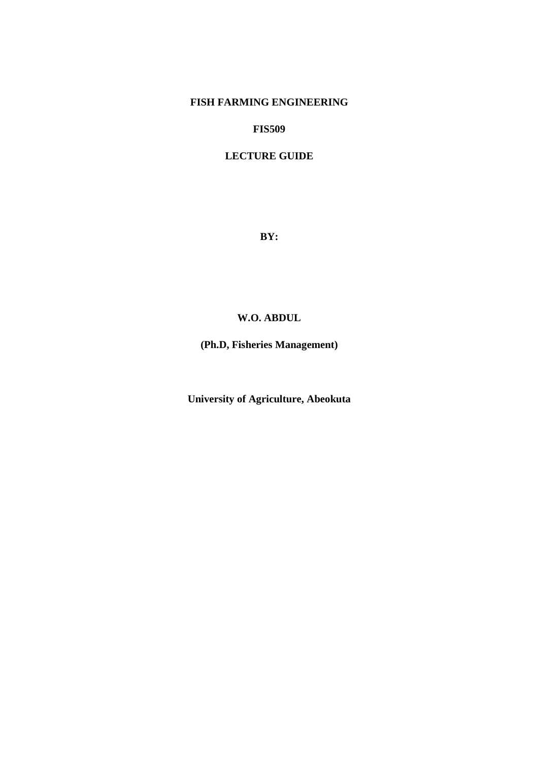# FISH FARMING ENGINEERING

**FIS509**

**LECTURE GUIDE**

**BY:**

**W.O. ABDUL**

**(Ph.D, Fisheries Management)**

**University of Agriculture, Abeokuta**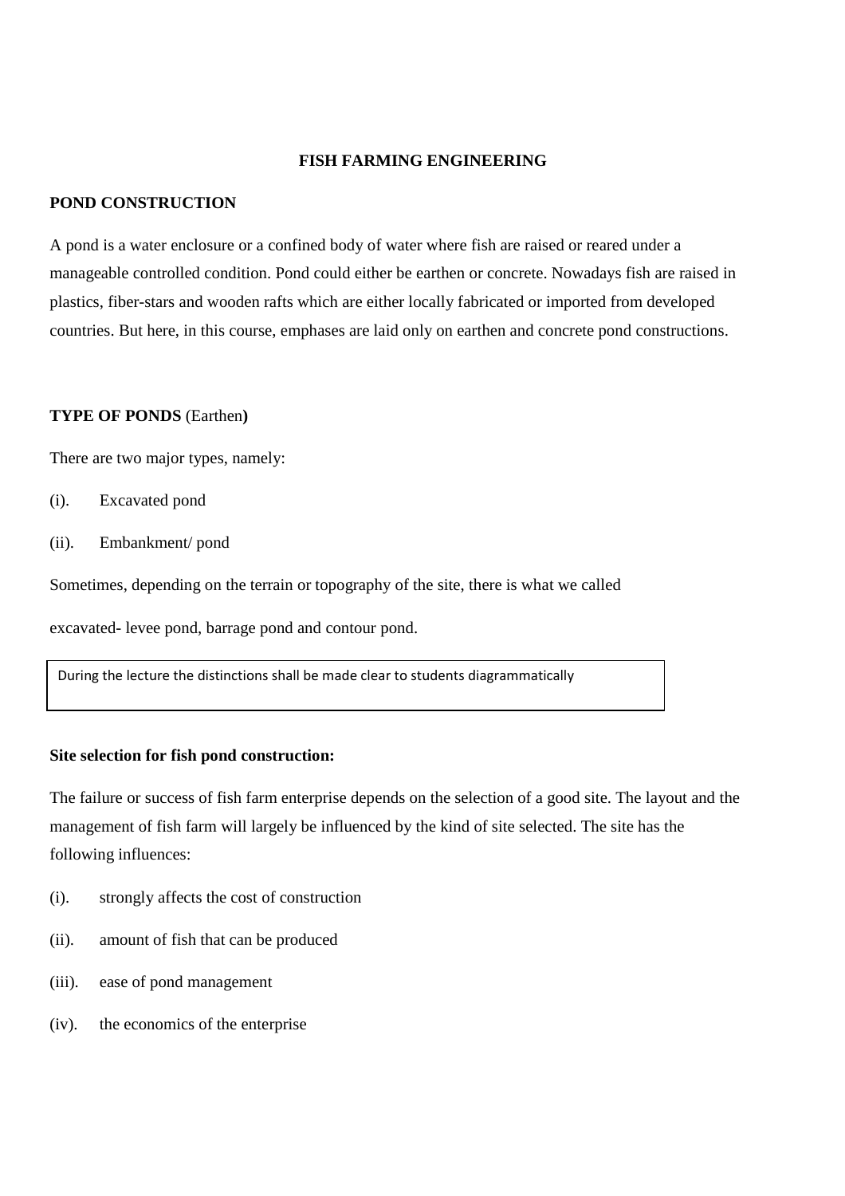# FISH FARMING ENGINEERING

## POND CONSTRUCTION

A pond is a water enclosure or a confined body of water where fish are raised or reared under a manageable controlled condition. Pond could either be earthen or concrete. Nowadays fish are raised in plastics, fiber-stars and wooden rafts which are either locally fabricated or imported from developed countries. But here, in this course, emphases are laid only on earthen and concrete pond constructions.

**TYPE OF PONDS** (Earthen**)**

There are two major types, namely:

(i). Excavated pond

(ii). Embankment/ pond

Sometimes, depending on the terrain or topography of the site, there is what we called

excavated- levee pond, barrage pond and contour pond.

During the lecture the distinctions shall be made clear to students diagrammatically

**Site selection for fish pond construction:**

The failure or success of fish farm enterprise depends on the selection of a good site. The layout and the management of fish farm will largely be influenced by the kind of site selected. The site has the following influences:

(i). strongly affects the cost of construction

(ii). amount of fish that can be produced

(iii). ease of pond management

(iv). the economics of the enterprise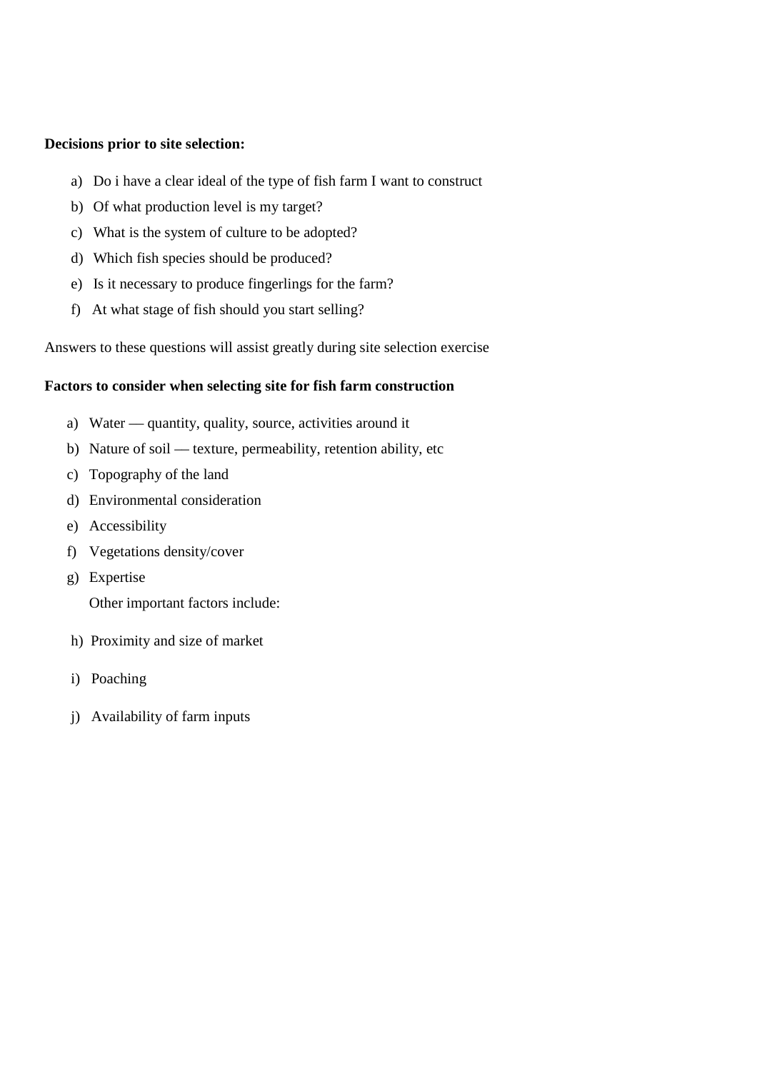**Decisions prior to site selection:**

a) Do i have a clear ideal of the type of fish farm I want to construct
b) Of what production level is my target?
c) What is the system of culture to be adopted?
d) Which fish species should be produced?
e) Is it necessary to produce fingerlings for the farm?
f) At what stage of fish should you start selling?

Answers to these questions will assist greatly during site selection exercise

**Factors to consider when selecting site for fish farm construction**

a) Water — quantity, quality, source, activities around it
b) Nature of soil — texture, permeability, retention ability, etc
c) Topography of the land
d) Environmental consideration
e) Accessibility
f) Vegetations density/cover
g) Expertise

Other important factors include:

h) Proximity and size of market
i) Poaching
j) Availability of farm inputs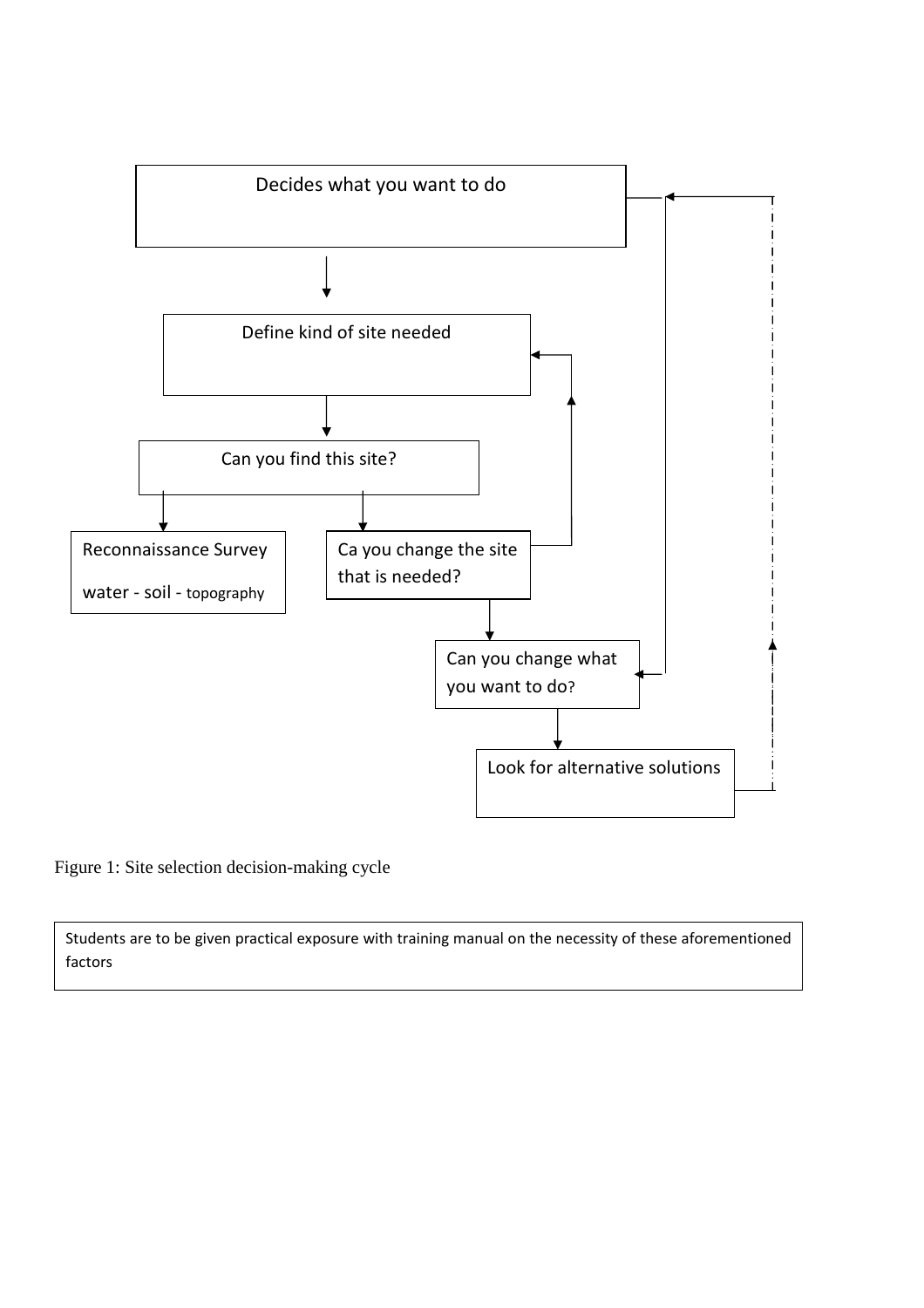Decides what you want to do

Define kind of site needed

Can you find this site?

Reconnaissance Survey

water - soil - topography

Ca you change the site that is needed?

Can you change what you want to do?

Look for alternative solutions

Figure 1: Site selection decision-making cycle

Students are to be given practical exposure with training manual on the necessity of these aforementioned factors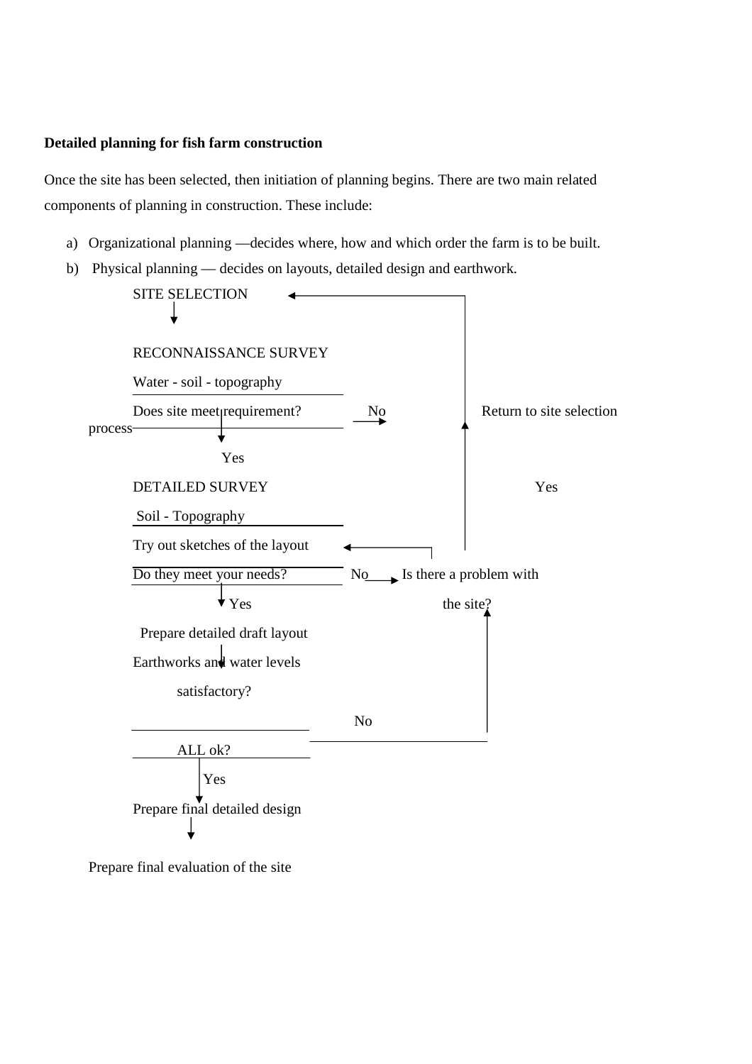**Detailed planning for fish farm construction**

Once the site has been selected, then initiation of planning begins. There are two main related components of planning in construction. These include:

a) Organizational planning —decides where, how and which order the farm is to be built.
b) Physical planning — decides on layouts, detailed design and earthwork.

SITE SELECTION ←

↓

RECONNAISSANCE SURVEY

Water - soil - topography

Does site meet requirement? → No → Return to site selection process

↓ Yes

DETAILED SURVEY ← Yes

Soil - Topography

Try out sketches of the layout ←

Do they meet your needs? → No → Is there a problem with the site?

↓ Yes

Prepare detailed draft layout

Earthworks and water levels satisfactory? → No

ALL ok?

↓ Yes

Prepare final detailed design

↓

Prepare final evaluation of the site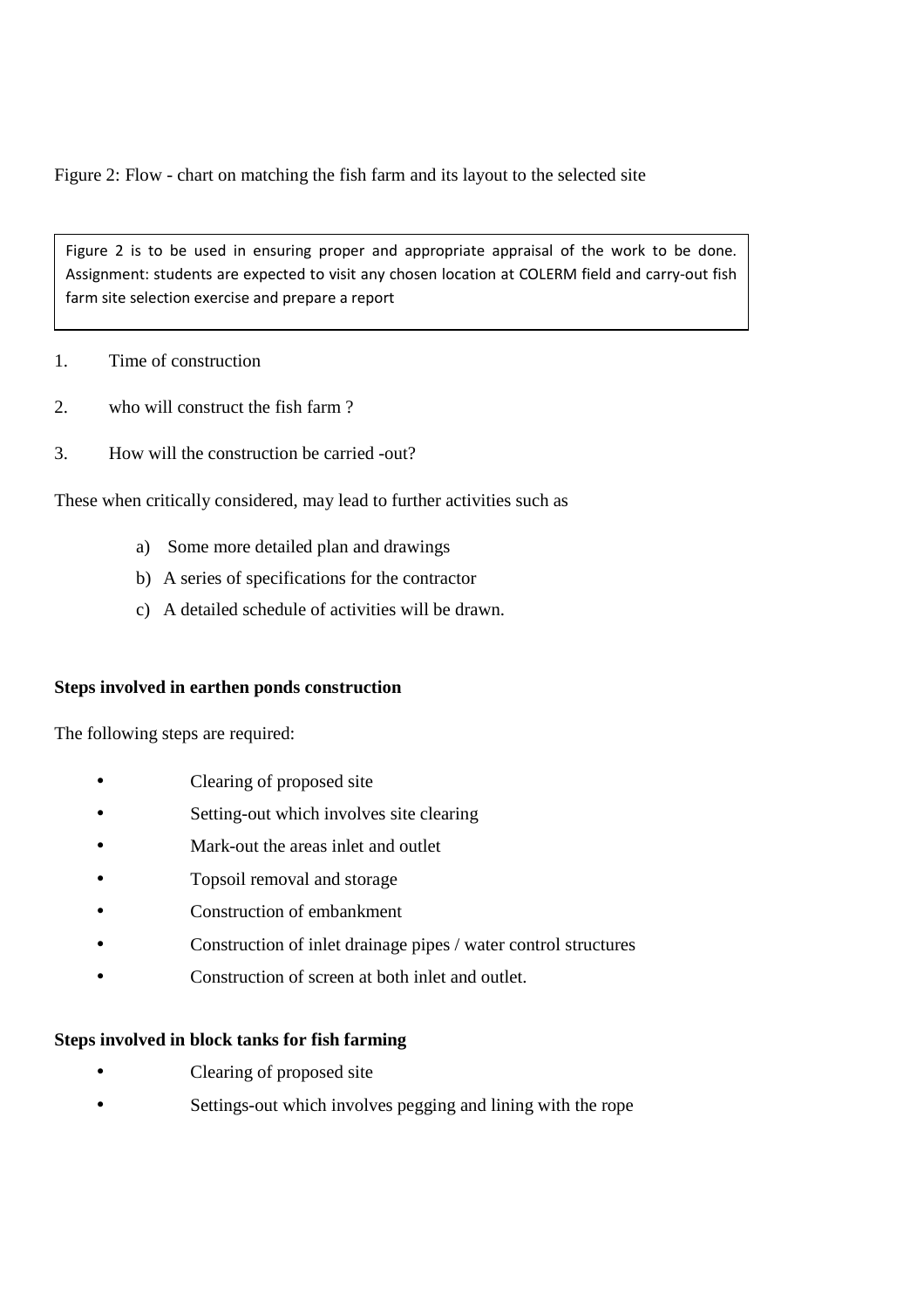Figure 2: Flow - chart on matching the fish farm and its layout to the selected site

> Figure 2 is to be used in ensuring proper and appropriate appraisal of the work to be done. Assignment: students are expected to visit any chosen location at COLERM field and carry-out fish farm site selection exercise and prepare a report

1. Time of construction
2. who will construct the fish farm ?
3. How will the construction be carried -out?

These when critically considered, may lead to further activities such as

a) Some more detailed plan and drawings
b) A series of specifications for the contractor
c) A detailed schedule of activities will be drawn.

**Steps involved in earthen ponds construction**

The following steps are required:

- Clearing of proposed site
- Setting-out which involves site clearing
- Mark-out the areas inlet and outlet
- Topsoil removal and storage
- Construction of embankment
- Construction of inlet drainage pipes / water control structures
- Construction of screen at both inlet and outlet.

**Steps involved in block tanks for fish farming**

- Clearing of proposed site
- Settings-out which involves pegging and lining with the rope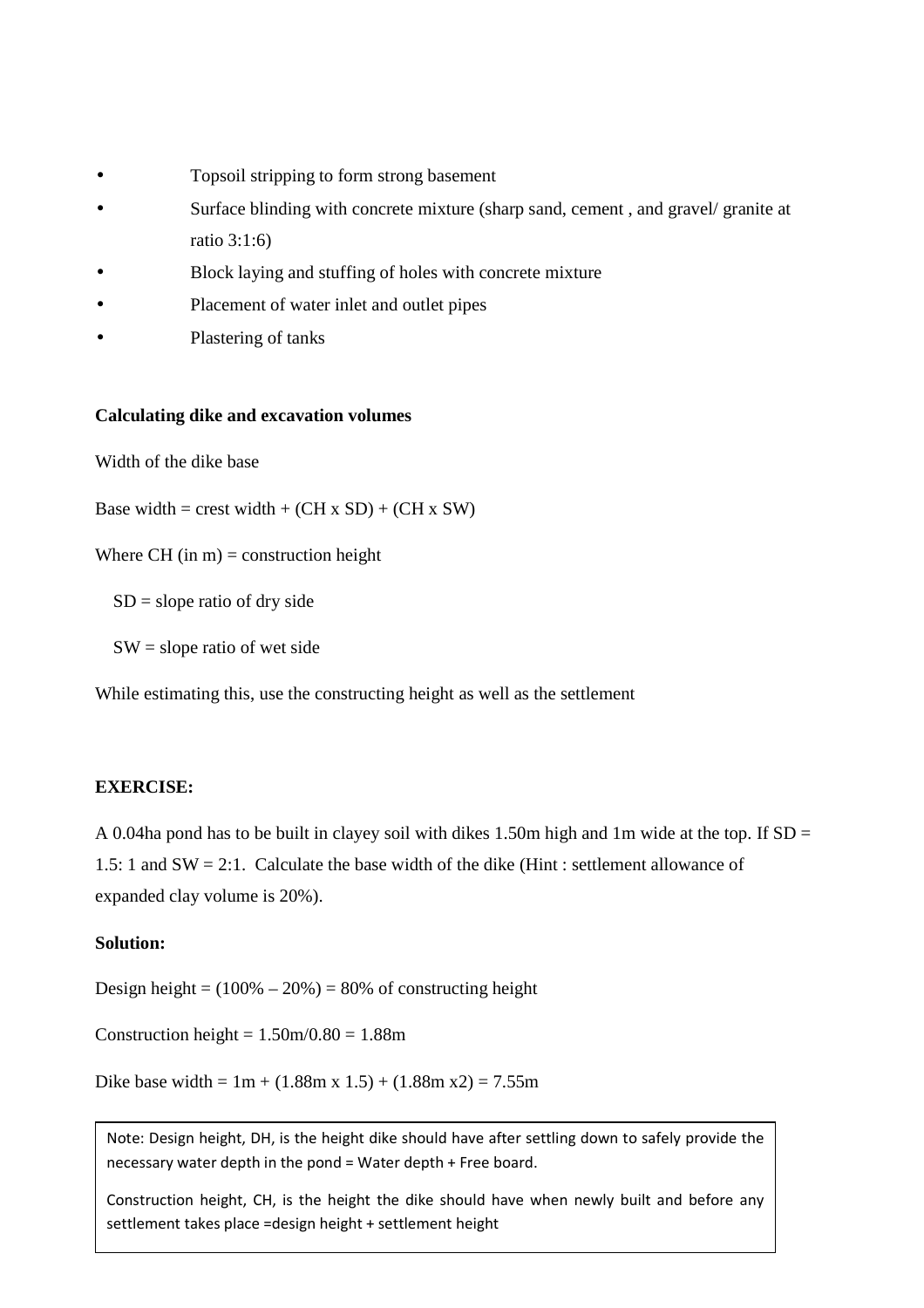- Topsoil stripping to form strong basement
- Surface blinding with concrete mixture (sharp sand, cement , and gravel/ granite at ratio 3:1:6)
- Block laying and stuffing of holes with concrete mixture
- Placement of water inlet and outlet pipes
- Plastering of tanks

**Calculating dike and excavation volumes**

Width of the dike base

Base width = crest width + (CH x SD) + (CH x SW)

Where CH (in m) = construction height

SD = slope ratio of dry side

SW = slope ratio of wet side

While estimating this, use the constructing height as well as the settlement

**EXERCISE:**

A 0.04ha pond has to be built in clayey soil with dikes 1.50m high and 1m wide at the top. If SD = 1.5: 1 and SW = 2:1. Calculate the base width of the dike (Hint : settlement allowance of expanded clay volume is 20%).

**Solution:**

Design height = (100% – 20%) = 80% of constructing height

Construction height = 1.50m/0.80 = 1.88m

Dike base width = 1m + (1.88m x 1.5) + (1.88m x2) = 7.55m

> Note: Design height, DH, is the height dike should have after settling down to safely provide the necessary water depth in the pond = Water depth + Free board.
>
> Construction height, CH, is the height the dike should have when newly built and before any settlement takes place =design height + settlement height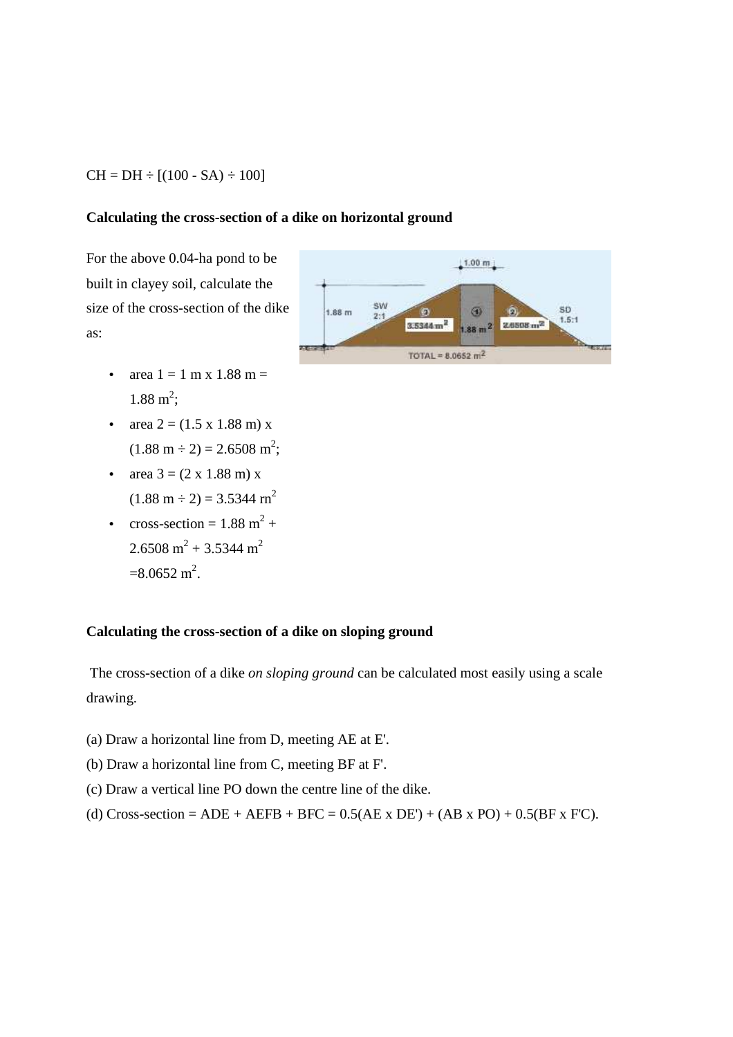CH = DH ÷ [(100 - SA) ÷ 100]

**Calculating the cross-section of a dike on horizontal ground**

For the above 0.04-ha pond to be built in clayey soil, calculate the size of the cross-section of the dike as:

- area 1 = 1 m x 1.88 m = 1.88 $m^2$;
- area 2 = (1.5 x 1.88 m) x (1.88 m ÷ 2) = 2.6508 $m^2$;
- area 3 = (2 x 1.88 m) x (1.88 m ÷ 2) = 3.5344 $rn^2$
- cross-section = 1.88 $m^2$ + 2.6508 $m^2$ + 3.5344 $m^2$ =8.0652 $m^2$.

**Calculating the cross-section of a dike on sloping ground**

The cross-section of a dike *on sloping ground* can be calculated most easily using a scale drawing.

(a) Draw a horizontal line from D, meeting AE at E'.

(b) Draw a horizontal line from C, meeting BF at F'.

(c) Draw a vertical line PO down the centre line of the dike.

(d) Cross-section = ADE + AEFB + BFC = 0.5(AE x DE') + (AB x PO) + 0.5(BF x F'C).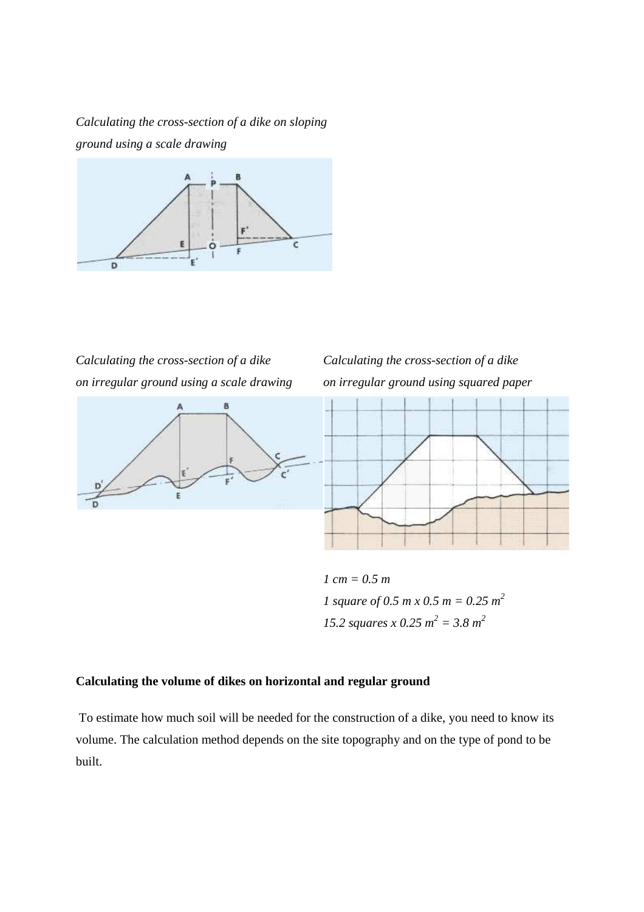*Calculating the cross-section of a dike on sloping ground using a scale drawing*

*Calculating the cross-section of a dike on irregular ground using a scale drawing*

*Calculating the cross-section of a dike on irregular ground using squared paper*

*1 cm = 0.5 m*

*1 square of 0.5 m x 0.5 m = 0.25 m$^2$*

*15.2 squares x 0.25 m$^2$ = 3.8 m$^2$*

**Calculating the volume of dikes on horizontal and regular ground**

To estimate how much soil will be needed for the construction of a dike, you need to know its volume. The calculation method depends on the site topography and on the type of pond to be built.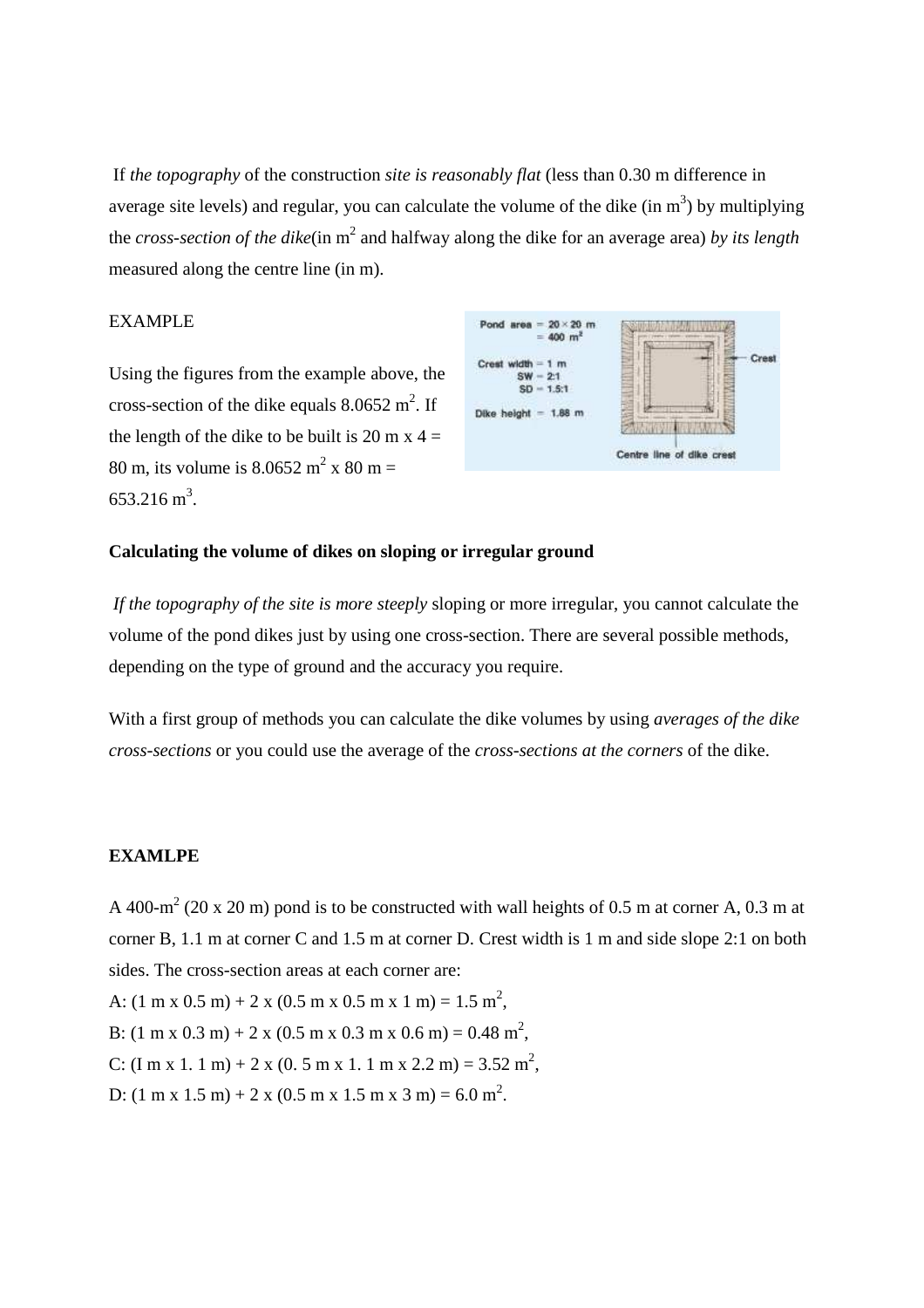If *the topography* of the construction *site is reasonably flat* (less than 0.30 m difference in average site levels) and regular, you can calculate the volume of the dike (in $m^3$) by multiplying the *cross-section of the dike*(in $m^2$ and halfway along the dike for an average area) *by its length* measured along the centre line (in m).

EXAMPLE

Using the figures from the example above, the cross-section of the dike equals 8.0652 $m^2$. If the length of the dike to be built is 20 m x 4 = 80 m, its volume is 8.0652 $m^2$ x 80 m = 653.216 $m^3$.

**Calculating the volume of dikes on sloping or irregular ground**

*If the topography of the site is more steeply* sloping or more irregular, you cannot calculate the volume of the pond dikes just by using one cross-section. There are several possible methods, depending on the type of ground and the accuracy you require.

With a first group of methods you can calculate the dike volumes by using *averages of the dike cross-sections* or you could use the average of the *cross-sections at the corners* of the dike.

**EXAMLPE**

A 400-$m^2$ (20 x 20 m) pond is to be constructed with wall heights of 0.5 m at corner A, 0.3 m at corner B, 1.1 m at corner C and 1.5 m at corner D. Crest width is 1 m and side slope 2:1 on both sides. The cross-section areas at each corner are:

A: (1 m x 0.5 m) + 2 x (0.5 m x 0.5 m x 1 m) = 1.5 $m^2$,

B: (1 m x 0.3 m) + 2 x (0.5 m x 0.3 m x 0.6 m) = 0.48 $m^2$,

C: (I m x 1. 1 m) + 2 x (0. 5 m x 1. 1 m x 2.2 m) = 3.52 $m^2$,

D: (1 m x 1.5 m) + 2 x (0.5 m x 1.5 m x 3 m) = 6.0 $m^2$.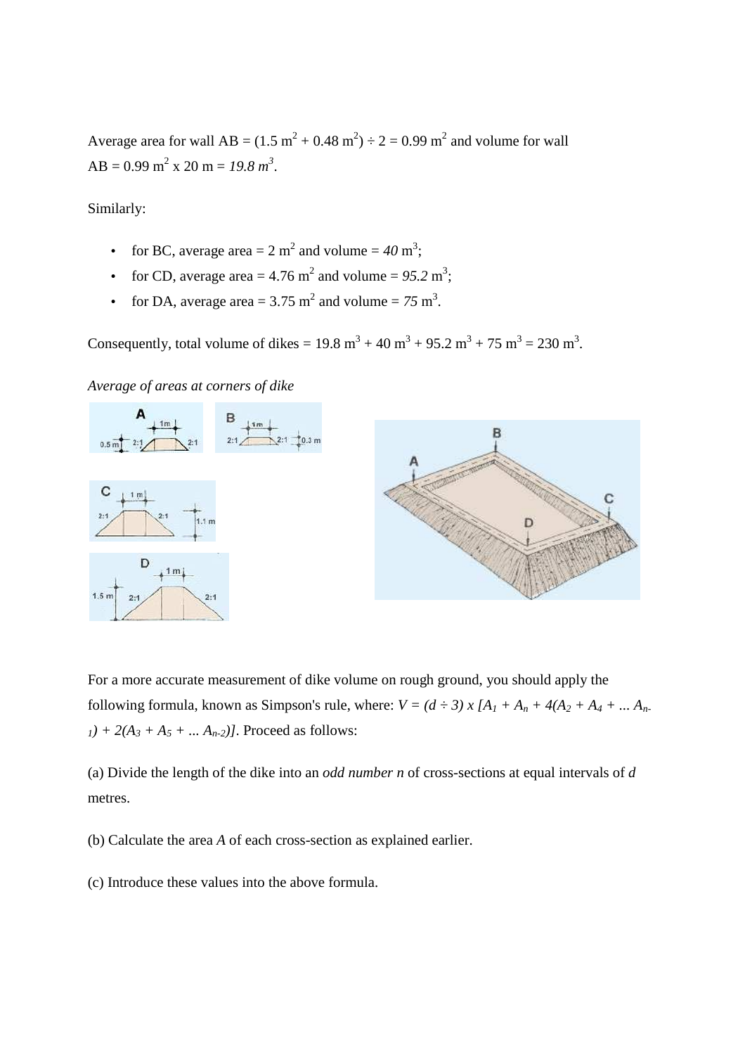Average area for wall AB = (1.5 $m^2$ + 0.48 $m^2$) ÷ 2 = 0.99 $m^2$ and volume for wall AB = 0.99 $m^2$ x 20 m = *19.8 $m^3$*.

Similarly:

- for BC, average area = 2 $m^2$ and volume = *40* $m^3$;
- for CD, average area = 4.76 $m^2$ and volume = *95.2* $m^3$;
- for DA, average area = 3.75 $m^2$ and volume = *75* $m^3$.

Consequently, total volume of dikes = 19.8 $m^3$ + 40 $m^3$ + 95.2 $m^3$ + 75 $m^3$ = 230 $m^3$.

*Average of areas at corners of dike*

For a more accurate measurement of dike volume on rough ground, you should apply the following formula, known as Simpson's rule, where: $V = (d \div 3) \times [A_1 + A_n + 4(A_2 + A_4 + ... A_{n-1}) + 2(A_3 + A_5 + ... A_{n-2})]$. Proceed as follows:

(a) Divide the length of the dike into an *odd number n* of cross-sections at equal intervals of *d* metres.

(b) Calculate the area *A* of each cross-section as explained earlier.

(c) Introduce these values into the above formula.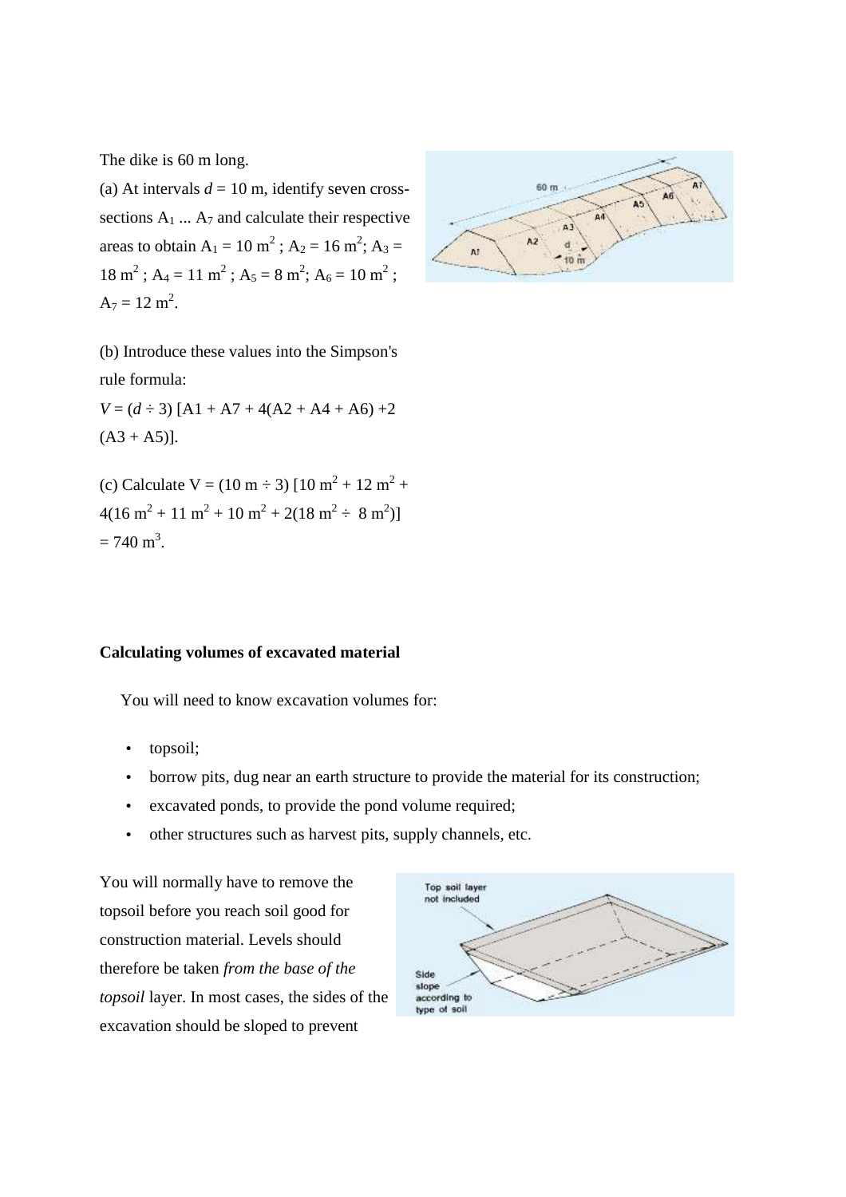The dike is 60 m long.

(a) At intervals $d$ = 10 m, identify seven cross-sections $A_1$ ... $A_7$ and calculate their respective areas to obtain $A_1 = 10\ m^2$ ; $A_2 = 16\ m^2$; $A_3 = 18\ m^2$ ; $A_4 = 11\ m^2$ ; $A_5 = 8\ m^2$; $A_6 = 10\ m^2$ ; $A_7 = 12\ m^2$.

(b) Introduce these values into the Simpson's rule formula:

$V = (d \div 3)\ [A1 + A7 + 4(A2 + A4 + A6) + 2\ (A3 + A5)]$.

(c) Calculate $V = (10\ m \div 3)\ [10\ m^2 + 12\ m^2 + 4(16\ m^2 + 11\ m^2 + 10\ m^2 + 2(18\ m^2 \div\ 8\ m^2)] = 740\ m^3$.

**Calculating volumes of excavated material**

You will need to know excavation volumes for:

- topsoil;
- borrow pits, dug near an earth structure to provide the material for its construction;
- excavated ponds, to provide the pond volume required;
- other structures such as harvest pits, supply channels, etc.

You will normally have to remove the topsoil before you reach soil good for construction material. Levels should therefore be taken *from the base of the topsoil* layer. In most cases, the sides of the excavation should be sloped to prevent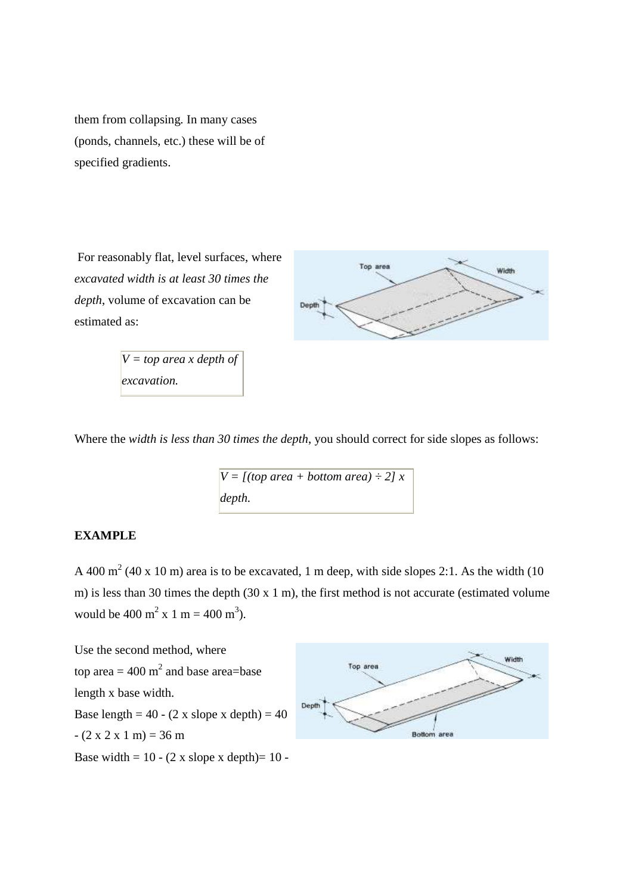them from collapsing. In many cases (ponds, channels, etc.) these will be of specified gradients.

For reasonably flat, level surfaces, where *excavated width is at least 30 times the depth*, volume of excavation can be estimated as:

*V = top area x depth of excavation.*

Where the *width is less than 30 times the depth*, you should correct for side slopes as follows:

*V = [(top area + bottom area) ÷ 2] x depth.*

**EXAMPLE**

A 400 $m^2$ (40 x 10 m) area is to be excavated, 1 m deep, with side slopes 2:1. As the width (10 m) is less than 30 times the depth (30 x 1 m), the first method is not accurate (estimated volume would be 400 $m^2$ x 1 m = 400 $m^3$).

Use the second method, where top area = 400 $m^2$ and base area=base length x base width.

Base length = 40 - (2 x slope x depth) = 40 - (2 x 2 x 1 m) = 36 m

Base width = 10 - (2 x slope x depth)= 10 -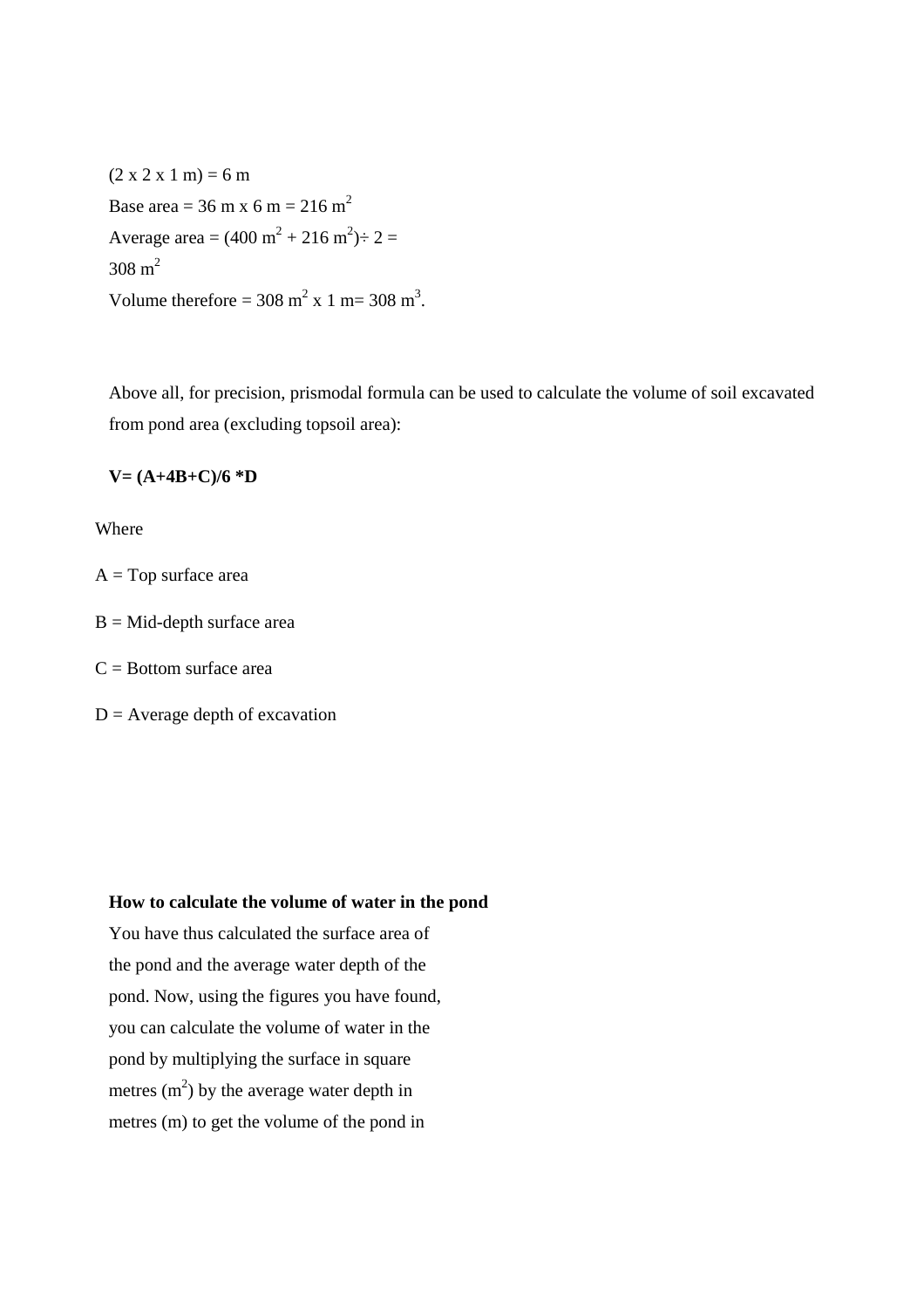(2 x 2 x 1 m) = 6 m

Base area = 36 m x 6 m = 216 $m^2$

Average area = (400 $m^2$ + 216 $m^2$)÷ 2 = 308 $m^2$

Volume therefore = 308 $m^2$ x 1 m= 308 $m^3$.

Above all, for precision, prismodal formula can be used to calculate the volume of soil excavated from pond area (excluding topsoil area):

**V= (A+4B+C)/6 *D**

Where

A = Top surface area

B = Mid-depth surface area

C = Bottom surface area

D = Average depth of excavation

**How to calculate the volume of water in the pond**

You have thus calculated the surface area of the pond and the average water depth of the pond. Now, using the figures you have found, you can calculate the volume of water in the pond by multiplying the surface in square metres ($m^2$) by the average water depth in metres (m) to get the volume of the pond in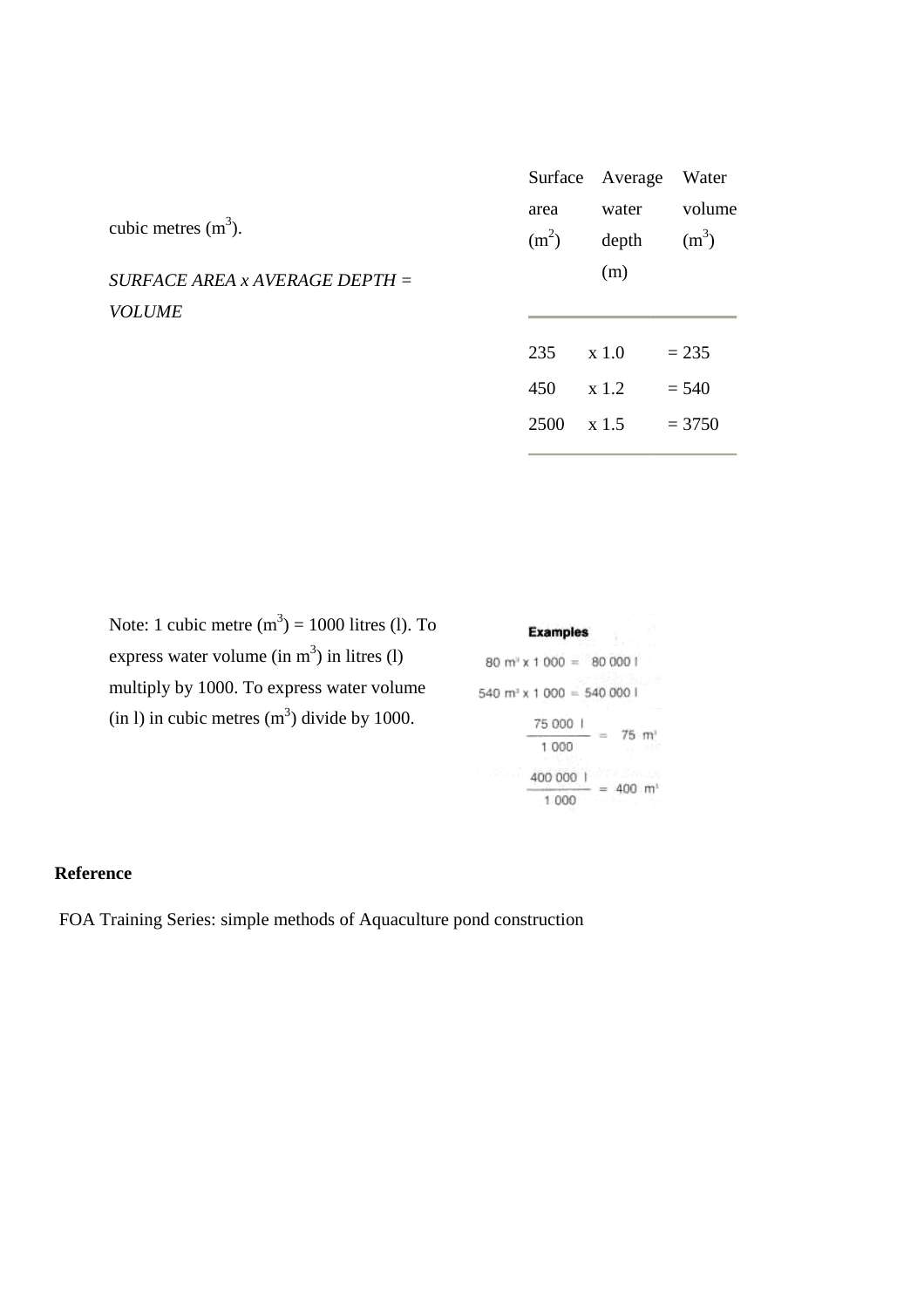cubic metres ($m^3$).

*SURFACE AREA x AVERAGE DEPTH = VOLUME*

| Surface area ($m^2$) | Average water depth (m) | Water volume ($m^3$) |
|---|---|---|
| 235 | x 1.0 | = 235 |
| 450 | x 1.2 | = 540 |
| 2500 | x 1.5 | = 3750 |

Note: 1 cubic metre ($m^3$) = 1000 litres (l). To express water volume (in $m^3$) in litres (l) multiply by 1000. To express water volume (in l) in cubic metres ($m^3$) divide by 1000.

**Examples**

$80\ m^3 \times 1\ 000 = 80\ 000\ l$

$540\ m^3 \times 1\ 000 = 540\ 000\ l$

$$\frac{75\ 000\ l}{1\ 000} = 75\ m^3$$

$$\frac{400\ 000\ l}{1\ 000} = 400\ m^3$$

**Reference**

FOA Training Series: simple methods of Aquaculture pond construction